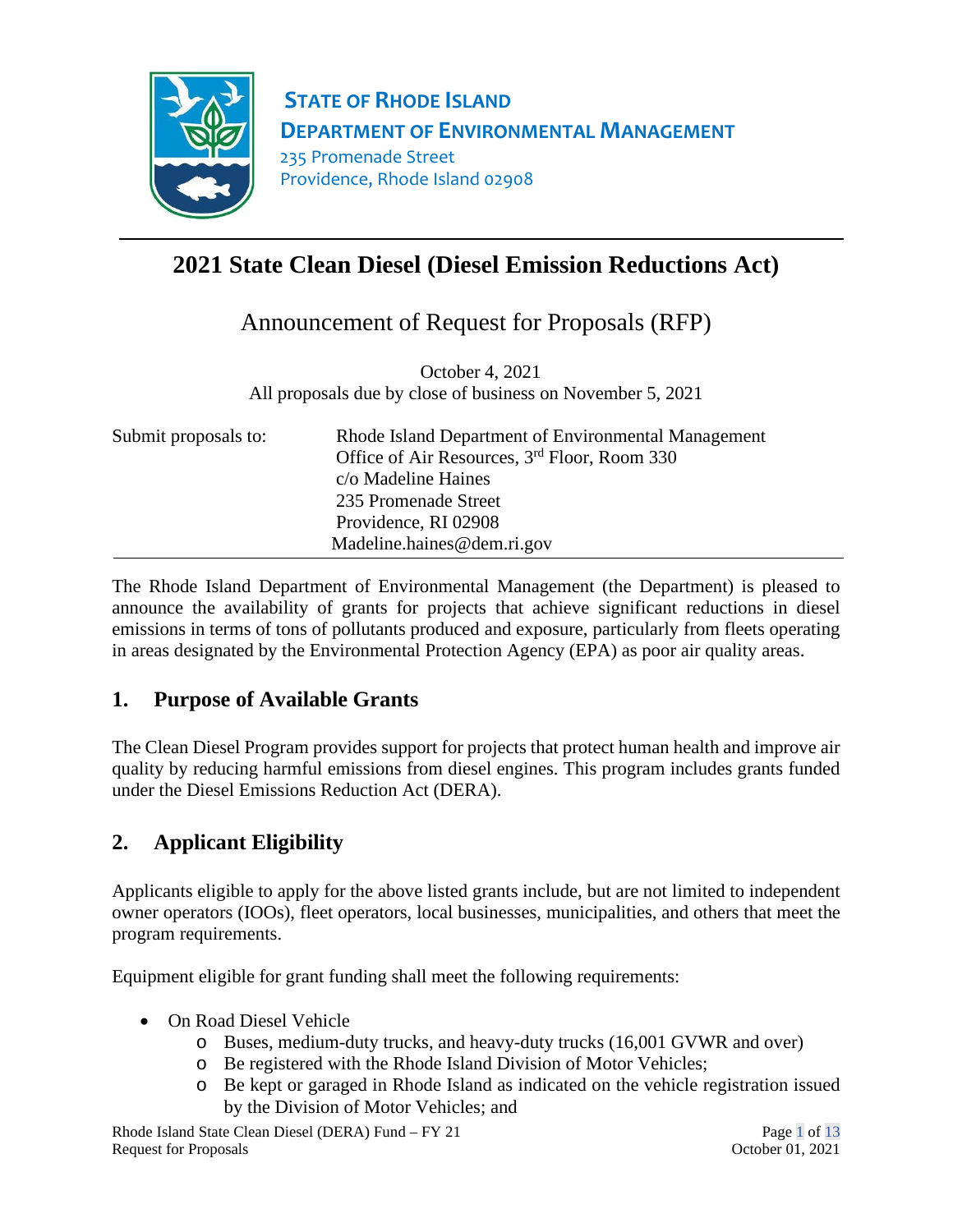**STATE OF RHODE ISLAND**
**DEPARTMENT OF ENVIRONMENTAL MANAGEMENT**
235 Promenade Street
Providence, Rhode Island 02908

# 2021 State Clean Diesel (Diesel Emission Reductions Act)

## Announcement of Request for Proposals (RFP)

October 4, 2021
All proposals due by close of business on November 5, 2021

Submit proposals to:

Rhode Island Department of Environmental Management
Office of Air Resources, 3rd Floor, Room 330
c/o Madeline Haines
235 Promenade Street
Providence, RI 02908
Madeline.haines@dem.ri.gov

The Rhode Island Department of Environmental Management (the Department) is pleased to announce the availability of grants for projects that achieve significant reductions in diesel emissions in terms of tons of pollutants produced and exposure, particularly from fleets operating in areas designated by the Environmental Protection Agency (EPA) as poor air quality areas.

## 1. Purpose of Available Grants

The Clean Diesel Program provides support for projects that protect human health and improve air quality by reducing harmful emissions from diesel engines. This program includes grants funded under the Diesel Emissions Reduction Act (DERA).

## 2. Applicant Eligibility

Applicants eligible to apply for the above listed grants include, but are not limited to independent owner operators (IOOs), fleet operators, local businesses, municipalities, and others that meet the program requirements.

Equipment eligible for grant funding shall meet the following requirements:

- On Road Diesel Vehicle
  - Buses, medium-duty trucks, and heavy-duty trucks (16,001 GVWR and over)
  - Be registered with the Rhode Island Division of Motor Vehicles;
  - Be kept or garaged in Rhode Island as indicated on the vehicle registration issued by the Division of Motor Vehicles; and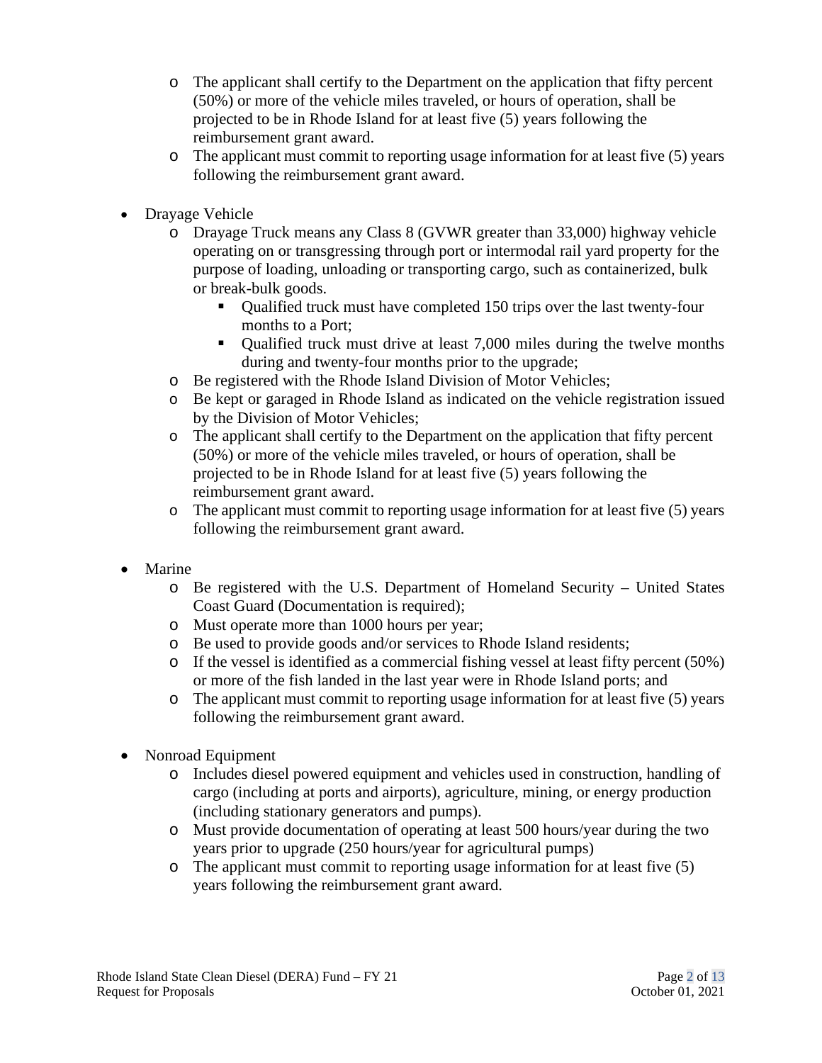- The applicant shall certify to the Department on the application that fifty percent (50%) or more of the vehicle miles traveled, or hours of operation, shall be projected to be in Rhode Island for at least five (5) years following the reimbursement grant award.
  - The applicant must commit to reporting usage information for at least five (5) years following the reimbursement grant award.

- Drayage Vehicle
  - Drayage Truck means any Class 8 (GVWR greater than 33,000) highway vehicle operating on or transgressing through port or intermodal rail yard property for the purpose of loading, unloading or transporting cargo, such as containerized, bulk or break-bulk goods.
    - Qualified truck must have completed 150 trips over the last twenty-four months to a Port;
    - Qualified truck must drive at least 7,000 miles during the twelve months during and twenty-four months prior to the upgrade;
  - Be registered with the Rhode Island Division of Motor Vehicles;
  - Be kept or garaged in Rhode Island as indicated on the vehicle registration issued by the Division of Motor Vehicles;
  - The applicant shall certify to the Department on the application that fifty percent (50%) or more of the vehicle miles traveled, or hours of operation, shall be projected to be in Rhode Island for at least five (5) years following the reimbursement grant award.
  - The applicant must commit to reporting usage information for at least five (5) years following the reimbursement grant award.

- Marine
  - Be registered with the U.S. Department of Homeland Security – United States Coast Guard (Documentation is required);
  - Must operate more than 1000 hours per year;
  - Be used to provide goods and/or services to Rhode Island residents;
  - If the vessel is identified as a commercial fishing vessel at least fifty percent (50%) or more of the fish landed in the last year were in Rhode Island ports; and
  - The applicant must commit to reporting usage information for at least five (5) years following the reimbursement grant award.

- Nonroad Equipment
  - Includes diesel powered equipment and vehicles used in construction, handling of cargo (including at ports and airports), agriculture, mining, or energy production (including stationary generators and pumps).
  - Must provide documentation of operating at least 500 hours/year during the two years prior to upgrade (250 hours/year for agricultural pumps)
  - The applicant must commit to reporting usage information for at least five (5) years following the reimbursement grant award.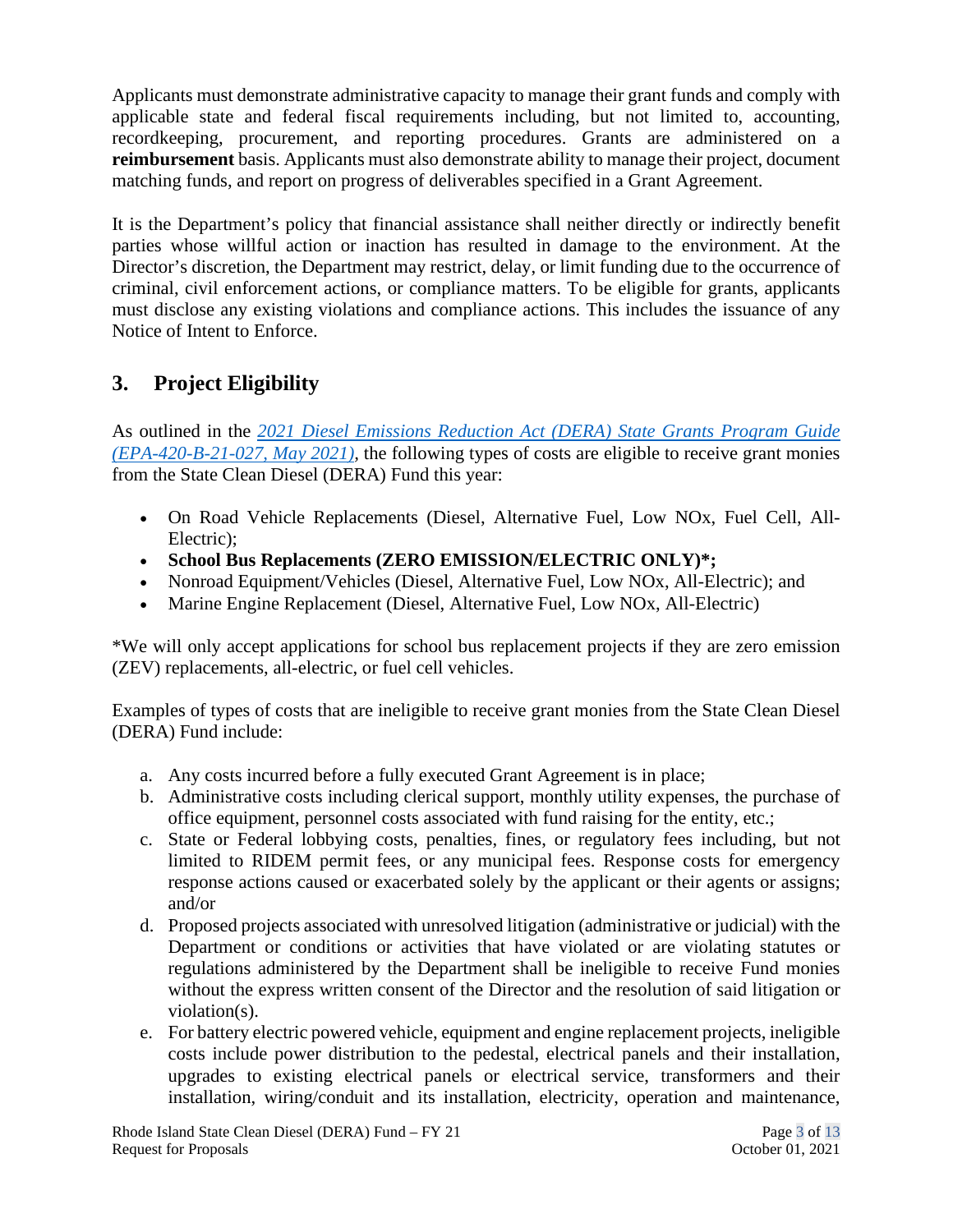Applicants must demonstrate administrative capacity to manage their grant funds and comply with applicable state and federal fiscal requirements including, but not limited to, accounting, recordkeeping, procurement, and reporting procedures. Grants are administered on a **reimbursement** basis. Applicants must also demonstrate ability to manage their project, document matching funds, and report on progress of deliverables specified in a Grant Agreement.

It is the Department's policy that financial assistance shall neither directly or indirectly benefit parties whose willful action or inaction has resulted in damage to the environment. At the Director's discretion, the Department may restrict, delay, or limit funding due to the occurrence of criminal, civil enforcement actions, or compliance matters. To be eligible for grants, applicants must disclose any existing violations and compliance actions. This includes the issuance of any Notice of Intent to Enforce.

## 3. Project Eligibility

As outlined in the *2021 Diesel Emissions Reduction Act (DERA) State Grants Program Guide (EPA-420-B-21-027, May 2021)*, the following types of costs are eligible to receive grant monies from the State Clean Diesel (DERA) Fund this year:

- On Road Vehicle Replacements (Diesel, Alternative Fuel, Low NOx, Fuel Cell, All-Electric);
- **School Bus Replacements (ZERO EMISSION/ELECTRIC ONLY)*;**
- Nonroad Equipment/Vehicles (Diesel, Alternative Fuel, Low NOx, All-Electric); and
- Marine Engine Replacement (Diesel, Alternative Fuel, Low NOx, All-Electric)

*We will only accept applications for school bus replacement projects if they are zero emission (ZEV) replacements, all-electric, or fuel cell vehicles.

Examples of types of costs that are ineligible to receive grant monies from the State Clean Diesel (DERA) Fund include:

a. Any costs incurred before a fully executed Grant Agreement is in place;
b. Administrative costs including clerical support, monthly utility expenses, the purchase of office equipment, personnel costs associated with fund raising for the entity, etc.;
c. State or Federal lobbying costs, penalties, fines, or regulatory fees including, but not limited to RIDEM permit fees, or any municipal fees. Response costs for emergency response actions caused or exacerbated solely by the applicant or their agents or assigns; and/or
d. Proposed projects associated with unresolved litigation (administrative or judicial) with the Department or conditions or activities that have violated or are violating statutes or regulations administered by the Department shall be ineligible to receive Fund monies without the express written consent of the Director and the resolution of said litigation or violation(s).
e. For battery electric powered vehicle, equipment and engine replacement projects, ineligible costs include power distribution to the pedestal, electrical panels and their installation, upgrades to existing electrical panels or electrical service, transformers and their installation, wiring/conduit and its installation, electricity, operation and maintenance,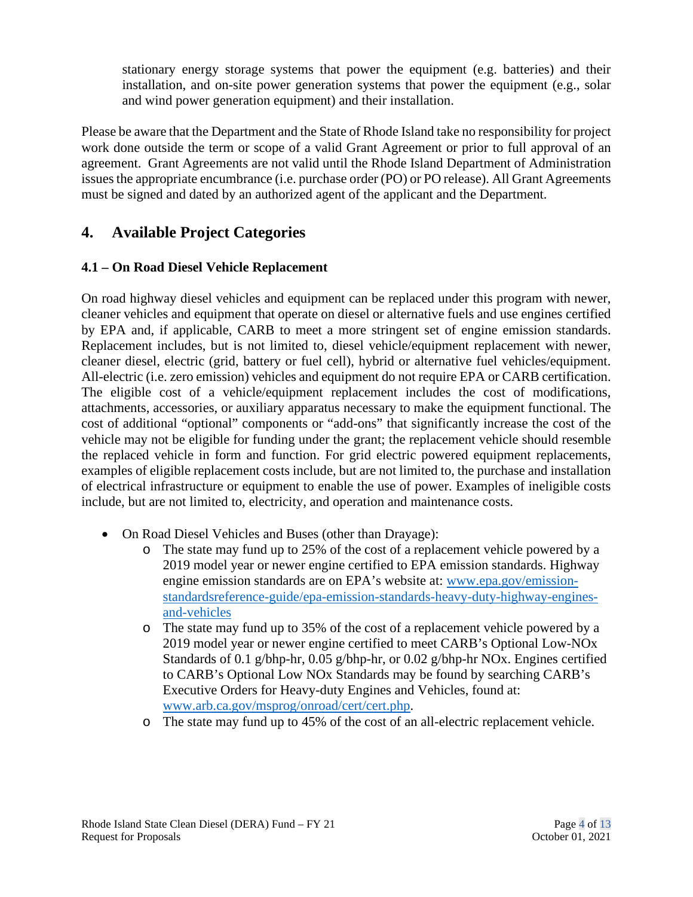stationary energy storage systems that power the equipment (e.g. batteries) and their installation, and on-site power generation systems that power the equipment (e.g., solar and wind power generation equipment) and their installation.

Please be aware that the Department and the State of Rhode Island take no responsibility for project work done outside the term or scope of a valid Grant Agreement or prior to full approval of an agreement. Grant Agreements are not valid until the Rhode Island Department of Administration issues the appropriate encumbrance (i.e. purchase order (PO) or PO release). All Grant Agreements must be signed and dated by an authorized agent of the applicant and the Department.

## 4. Available Project Categories

### 4.1 – On Road Diesel Vehicle Replacement

On road highway diesel vehicles and equipment can be replaced under this program with newer, cleaner vehicles and equipment that operate on diesel or alternative fuels and use engines certified by EPA and, if applicable, CARB to meet a more stringent set of engine emission standards. Replacement includes, but is not limited to, diesel vehicle/equipment replacement with newer, cleaner diesel, electric (grid, battery or fuel cell), hybrid or alternative fuel vehicles/equipment. All-electric (i.e. zero emission) vehicles and equipment do not require EPA or CARB certification. The eligible cost of a vehicle/equipment replacement includes the cost of modifications, attachments, accessories, or auxiliary apparatus necessary to make the equipment functional. The cost of additional "optional" components or "add-ons" that significantly increase the cost of the vehicle may not be eligible for funding under the grant; the replacement vehicle should resemble the replaced vehicle in form and function. For grid electric powered equipment replacements, examples of eligible replacement costs include, but are not limited to, the purchase and installation of electrical infrastructure or equipment to enable the use of power. Examples of ineligible costs include, but are not limited to, electricity, and operation and maintenance costs.

- On Road Diesel Vehicles and Buses (other than Drayage):
  - The state may fund up to 25% of the cost of a replacement vehicle powered by a 2019 model year or newer engine certified to EPA emission standards. Highway engine emission standards are on EPA's website at: [www.epa.gov/emission-standardsreference-guide/epa-emission-standards-heavy-duty-highway-engines-and-vehicles](www.epa.gov/emission-standardsreference-guide/epa-emission-standards-heavy-duty-highway-engines-and-vehicles)
  - The state may fund up to 35% of the cost of a replacement vehicle powered by a 2019 model year or newer engine certified to meet CARB's Optional Low-NOx Standards of 0.1 g/bhp-hr, 0.05 g/bhp-hr, or 0.02 g/bhp-hr NOx. Engines certified to CARB's Optional Low NOx Standards may be found by searching CARB's Executive Orders for Heavy-duty Engines and Vehicles, found at: [www.arb.ca.gov/msprog/onroad/cert/cert.php](www.arb.ca.gov/msprog/onroad/cert/cert.php).
  - The state may fund up to 45% of the cost of an all-electric replacement vehicle.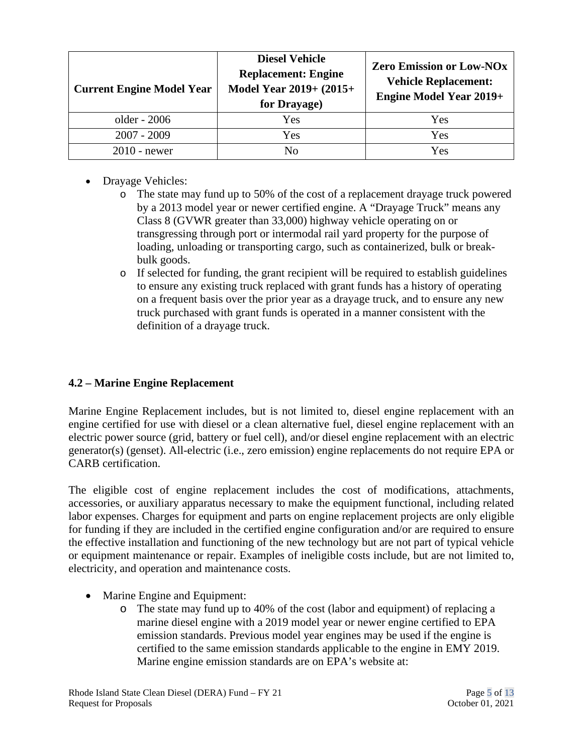| Current Engine Model Year | Diesel Vehicle Replacement: Engine Model Year 2019+ (2015+ for Drayage) | Zero Emission or Low-NOx Vehicle Replacement: Engine Model Year 2019+ |
|---|---|---|
| older - 2006 | Yes | Yes |
| 2007 - 2009 | Yes | Yes |
| 2010 - newer | No | Yes |

- Drayage Vehicles:
  - The state may fund up to 50% of the cost of a replacement drayage truck powered by a 2013 model year or newer certified engine. A "Drayage Truck" means any Class 8 (GVWR greater than 33,000) highway vehicle operating on or transgressing through port or intermodal rail yard property for the purpose of loading, unloading or transporting cargo, such as containerized, bulk or break-bulk goods.
  - If selected for funding, the grant recipient will be required to establish guidelines to ensure any existing truck replaced with grant funds has a history of operating on a frequent basis over the prior year as a drayage truck, and to ensure any new truck purchased with grant funds is operated in a manner consistent with the definition of a drayage truck.

### 4.2 – Marine Engine Replacement

Marine Engine Replacement includes, but is not limited to, diesel engine replacement with an engine certified for use with diesel or a clean alternative fuel, diesel engine replacement with an electric power source (grid, battery or fuel cell), and/or diesel engine replacement with an electric generator(s) (genset). All-electric (i.e., zero emission) engine replacements do not require EPA or CARB certification.

The eligible cost of engine replacement includes the cost of modifications, attachments, accessories, or auxiliary apparatus necessary to make the equipment functional, including related labor expenses. Charges for equipment and parts on engine replacement projects are only eligible for funding if they are included in the certified engine configuration and/or are required to ensure the effective installation and functioning of the new technology but are not part of typical vehicle or equipment maintenance or repair. Examples of ineligible costs include, but are not limited to, electricity, and operation and maintenance costs.

- Marine Engine and Equipment:
  - The state may fund up to 40% of the cost (labor and equipment) of replacing a marine diesel engine with a 2019 model year or newer engine certified to EPA emission standards. Previous model year engines may be used if the engine is certified to the same emission standards applicable to the engine in EMY 2019. Marine engine emission standards are on EPA's website at: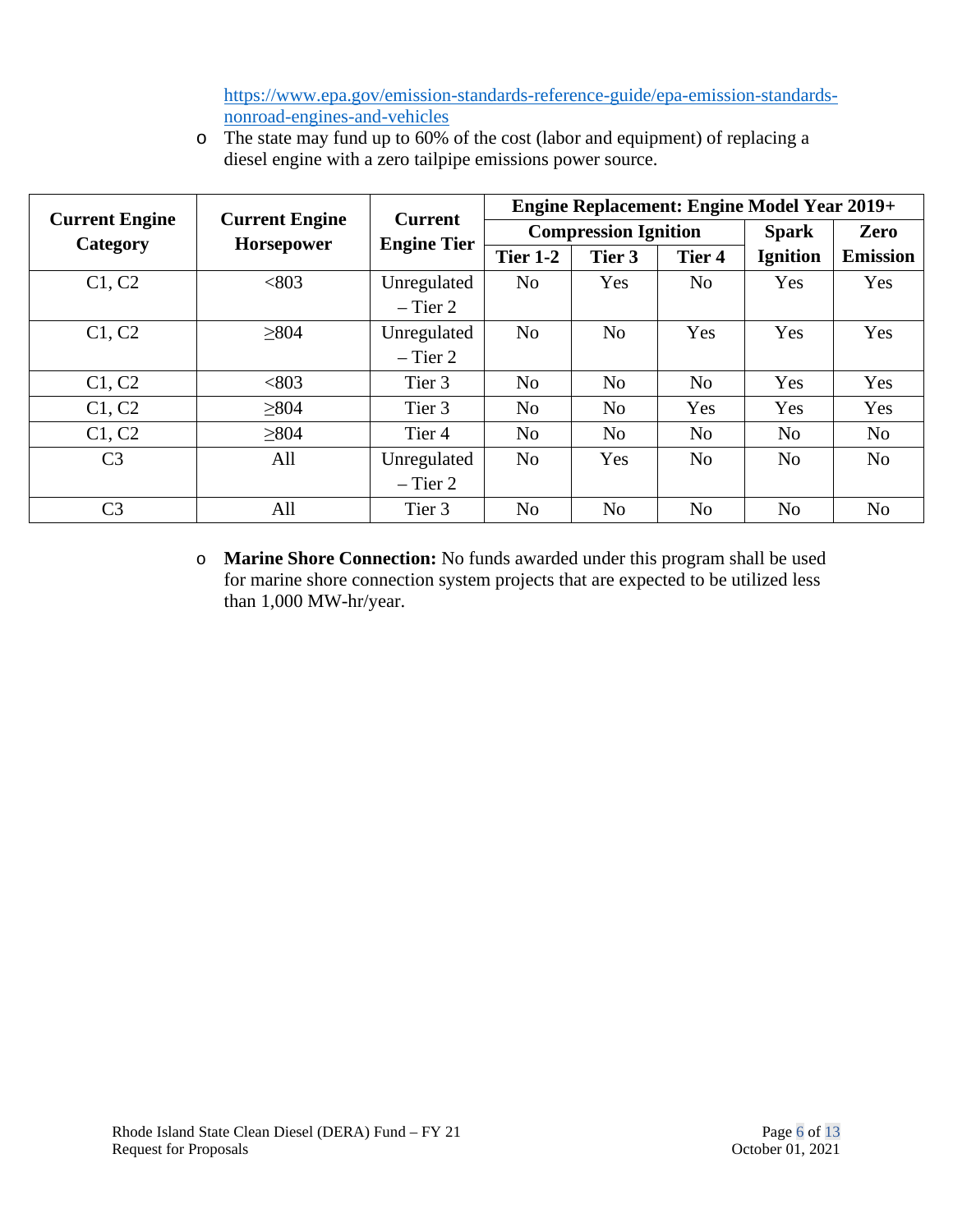https://www.epa.gov/emission-standards-reference-guide/epa-emission-standards-nonroad-engines-and-vehicles

- The state may fund up to 60% of the cost (labor and equipment) of replacing a diesel engine with a zero tailpipe emissions power source.

| Current Engine Category | Current Engine Horsepower | Current Engine Tier | Engine Replacement: Engine Model Year 2019+ | | | | |
|---|---|---|---|---|---|---|---|
| | | | Compression Ignition | | | Spark Ignition | Zero Emission |
| | | | Tier 1-2 | Tier 3 | Tier 4 | | |
| C1, C2 | <803 | Unregulated – Tier 2 | No | Yes | No | Yes | Yes |
| C1, C2 | ≥804 | Unregulated – Tier 2 | No | No | Yes | Yes | Yes |
| C1, C2 | <803 | Tier 3 | No | No | No | Yes | Yes |
| C1, C2 | ≥804 | Tier 3 | No | No | Yes | Yes | Yes |
| C1, C2 | ≥804 | Tier 4 | No | No | No | No | No |
| C3 | All | Unregulated – Tier 2 | No | Yes | No | No | No |
| C3 | All | Tier 3 | No | No | No | No | No |

- **Marine Shore Connection:** No funds awarded under this program shall be used for marine shore connection system projects that are expected to be utilized less than 1,000 MW-hr/year.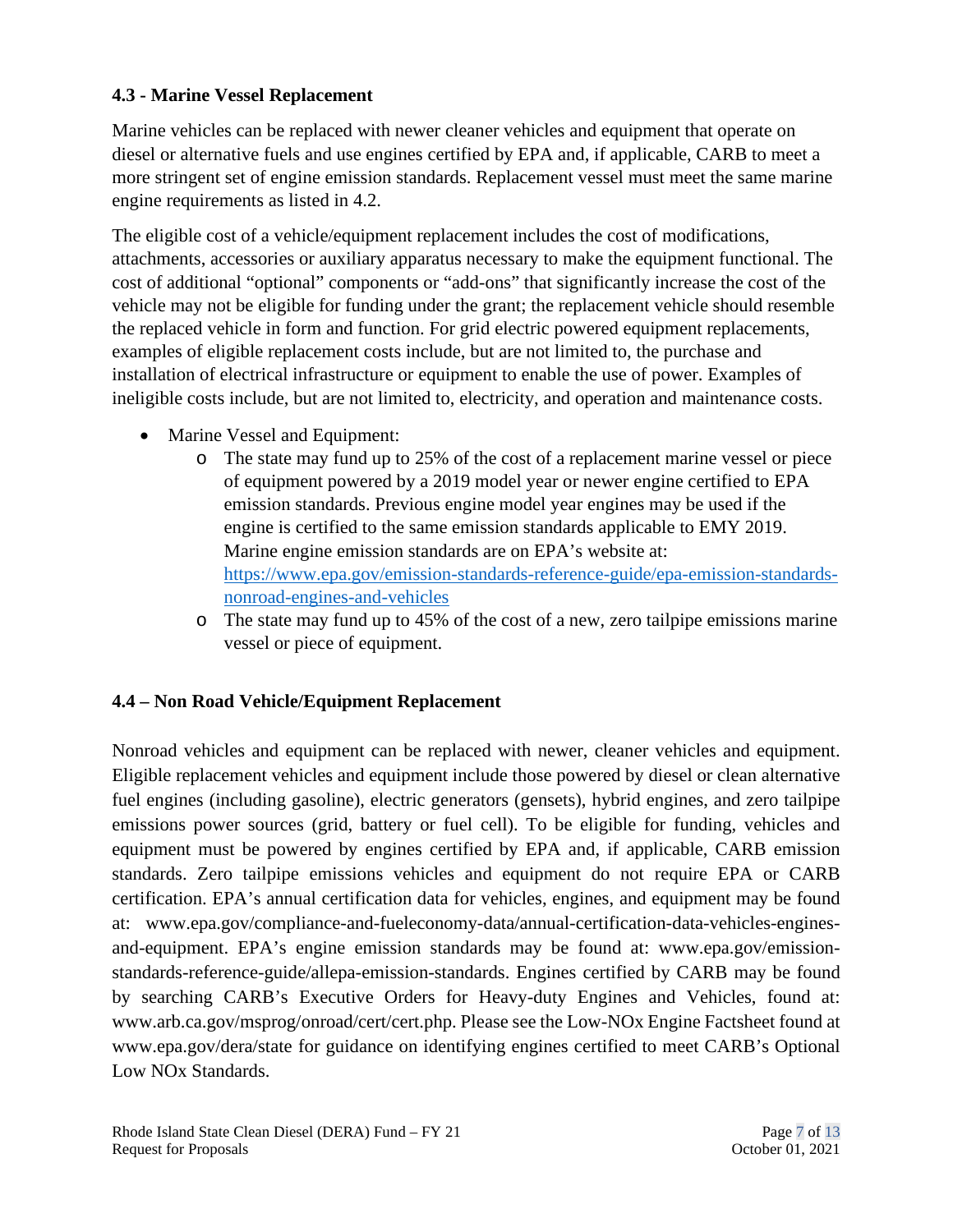### 4.3 - Marine Vessel Replacement

Marine vehicles can be replaced with newer cleaner vehicles and equipment that operate on diesel or alternative fuels and use engines certified by EPA and, if applicable, CARB to meet a more stringent set of engine emission standards. Replacement vessel must meet the same marine engine requirements as listed in 4.2.

The eligible cost of a vehicle/equipment replacement includes the cost of modifications, attachments, accessories or auxiliary apparatus necessary to make the equipment functional. The cost of additional "optional" components or "add-ons" that significantly increase the cost of the vehicle may not be eligible for funding under the grant; the replacement vehicle should resemble the replaced vehicle in form and function. For grid electric powered equipment replacements, examples of eligible replacement costs include, but are not limited to, the purchase and installation of electrical infrastructure or equipment to enable the use of power. Examples of ineligible costs include, but are not limited to, electricity, and operation and maintenance costs.

- Marine Vessel and Equipment:
  - The state may fund up to 25% of the cost of a replacement marine vessel or piece of equipment powered by a 2019 model year or newer engine certified to EPA emission standards. Previous engine model year engines may be used if the engine is certified to the same emission standards applicable to EMY 2019. Marine engine emission standards are on EPA's website at: [https://www.epa.gov/emission-standards-reference-guide/epa-emission-standards-nonroad-engines-and-vehicles](https://www.epa.gov/emission-standards-reference-guide/epa-emission-standards-nonroad-engines-and-vehicles)
  - The state may fund up to 45% of the cost of a new, zero tailpipe emissions marine vessel or piece of equipment.

### 4.4 – Non Road Vehicle/Equipment Replacement

Nonroad vehicles and equipment can be replaced with newer, cleaner vehicles and equipment. Eligible replacement vehicles and equipment include those powered by diesel or clean alternative fuel engines (including gasoline), electric generators (gensets), hybrid engines, and zero tailpipe emissions power sources (grid, battery or fuel cell). To be eligible for funding, vehicles and equipment must be powered by engines certified by EPA and, if applicable, CARB emission standards. Zero tailpipe emissions vehicles and equipment do not require EPA or CARB certification. EPA's annual certification data for vehicles, engines, and equipment may be found at: www.epa.gov/compliance-and-fueleconomy-data/annual-certification-data-vehicles-engines-and-equipment. EPA's engine emission standards may be found at: www.epa.gov/emission-standards-reference-guide/allepa-emission-standards. Engines certified by CARB may be found by searching CARB's Executive Orders for Heavy-duty Engines and Vehicles, found at: www.arb.ca.gov/msprog/onroad/cert/cert.php. Please see the Low-NOx Engine Factsheet found at www.epa.gov/dera/state for guidance on identifying engines certified to meet CARB's Optional Low NOx Standards.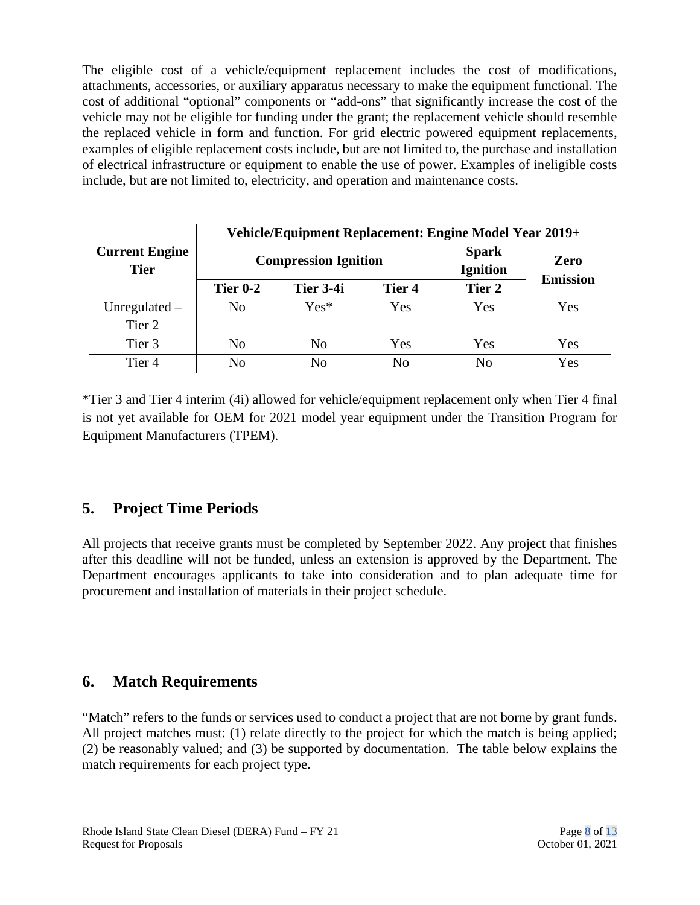The eligible cost of a vehicle/equipment replacement includes the cost of modifications, attachments, accessories, or auxiliary apparatus necessary to make the equipment functional. The cost of additional "optional" components or "add-ons" that significantly increase the cost of the vehicle may not be eligible for funding under the grant; the replacement vehicle should resemble the replaced vehicle in form and function. For grid electric powered equipment replacements, examples of eligible replacement costs include, but are not limited to, the purchase and installation of electrical infrastructure or equipment to enable the use of power. Examples of ineligible costs include, but are not limited to, electricity, and operation and maintenance costs.

| Current Engine Tier | Vehicle/Equipment Replacement: Engine Model Year 2019+ | | | | |
|---|---|---|---|---|---|
| | Compression Ignition | | | Spark Ignition | Zero Emission |
| | Tier 0-2 | Tier 3-4i | Tier 4 | Tier 2 | |
| Unregulated – Tier 2 | No | Yes* | Yes | Yes | Yes |
| Tier 3 | No | No | Yes | Yes | Yes |
| Tier 4 | No | No | No | No | Yes |

*Tier 3 and Tier 4 interim (4i) allowed for vehicle/equipment replacement only when Tier 4 final is not yet available for OEM for 2021 model year equipment under the Transition Program for Equipment Manufacturers (TPEM).

## 5. Project Time Periods

All projects that receive grants must be completed by September 2022. Any project that finishes after this deadline will not be funded, unless an extension is approved by the Department. The Department encourages applicants to take into consideration and to plan adequate time for procurement and installation of materials in their project schedule.

## 6. Match Requirements

"Match" refers to the funds or services used to conduct a project that are not borne by grant funds. All project matches must: (1) relate directly to the project for which the match is being applied; (2) be reasonably valued; and (3) be supported by documentation. The table below explains the match requirements for each project type.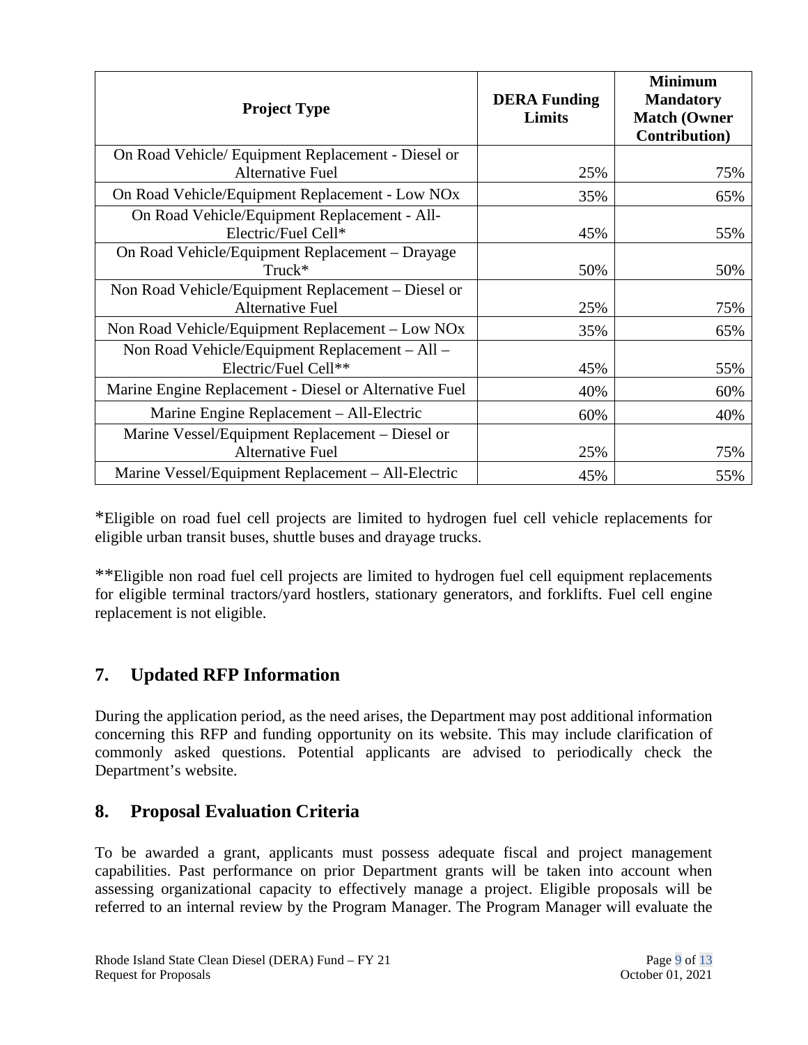| Project Type | DERA Funding Limits | Minimum Mandatory Match (Owner Contribution) |
|---|---|---|
| On Road Vehicle/ Equipment Replacement - Diesel or Alternative Fuel | 25% | 75% |
| On Road Vehicle/Equipment Replacement - Low NOx | 35% | 65% |
| On Road Vehicle/Equipment Replacement - All-Electric/Fuel Cell* | 45% | 55% |
| On Road Vehicle/Equipment Replacement – Drayage Truck* | 50% | 50% |
| Non Road Vehicle/Equipment Replacement – Diesel or Alternative Fuel | 25% | 75% |
| Non Road Vehicle/Equipment Replacement – Low NOx | 35% | 65% |
| Non Road Vehicle/Equipment Replacement – All – Electric/Fuel Cell** | 45% | 55% |
| Marine Engine Replacement - Diesel or Alternative Fuel | 40% | 60% |
| Marine Engine Replacement – All-Electric | 60% | 40% |
| Marine Vessel/Equipment Replacement – Diesel or Alternative Fuel | 25% | 75% |
| Marine Vessel/Equipment Replacement – All-Electric | 45% | 55% |

*Eligible on road fuel cell projects are limited to hydrogen fuel cell vehicle replacements for eligible urban transit buses, shuttle buses and drayage trucks.

**Eligible non road fuel cell projects are limited to hydrogen fuel cell equipment replacements for eligible terminal tractors/yard hostlers, stationary generators, and forklifts. Fuel cell engine replacement is not eligible.

## 7. Updated RFP Information

During the application period, as the need arises, the Department may post additional information concerning this RFP and funding opportunity on its website. This may include clarification of commonly asked questions. Potential applicants are advised to periodically check the Department's website.

## 8. Proposal Evaluation Criteria

To be awarded a grant, applicants must possess adequate fiscal and project management capabilities. Past performance on prior Department grants will be taken into account when assessing organizational capacity to effectively manage a project. Eligible proposals will be referred to an internal review by the Program Manager. The Program Manager will evaluate the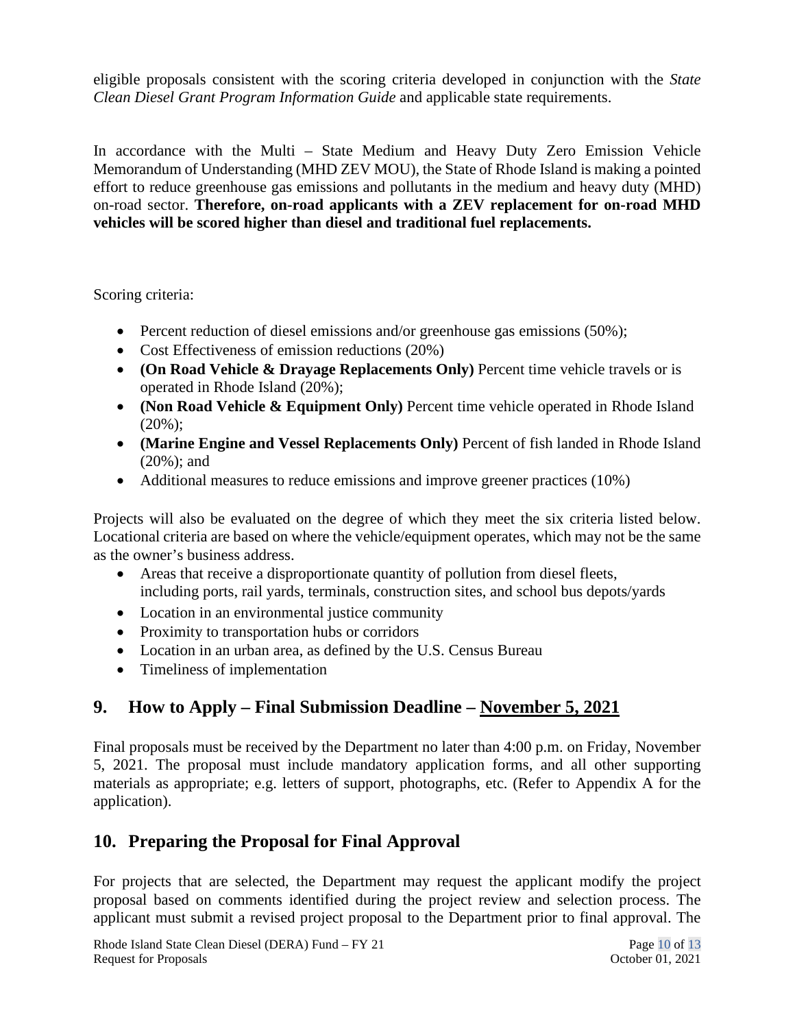eligible proposals consistent with the scoring criteria developed in conjunction with the *State Clean Diesel Grant Program Information Guide* and applicable state requirements.

In accordance with the Multi – State Medium and Heavy Duty Zero Emission Vehicle Memorandum of Understanding (MHD ZEV MOU), the State of Rhode Island is making a pointed effort to reduce greenhouse gas emissions and pollutants in the medium and heavy duty (MHD) on-road sector. **Therefore, on-road applicants with a ZEV replacement for on-road MHD vehicles will be scored higher than diesel and traditional fuel replacements.**

Scoring criteria:

- Percent reduction of diesel emissions and/or greenhouse gas emissions (50%);
- Cost Effectiveness of emission reductions (20%)
- **(On Road Vehicle & Drayage Replacements Only)** Percent time vehicle travels or is operated in Rhode Island (20%);
- **(Non Road Vehicle & Equipment Only)** Percent time vehicle operated in Rhode Island (20%);
- **(Marine Engine and Vessel Replacements Only)** Percent of fish landed in Rhode Island (20%); and
- Additional measures to reduce emissions and improve greener practices (10%)

Projects will also be evaluated on the degree of which they meet the six criteria listed below. Locational criteria are based on where the vehicle/equipment operates, which may not be the same as the owner's business address.

- Areas that receive a disproportionate quantity of pollution from diesel fleets, including ports, rail yards, terminals, construction sites, and school bus depots/yards
- Location in an environmental justice community
- Proximity to transportation hubs or corridors
- Location in an urban area, as defined by the U.S. Census Bureau
- Timeliness of implementation

## 9. How to Apply – Final Submission Deadline – November 5, 2021

Final proposals must be received by the Department no later than 4:00 p.m. on Friday, November 5, 2021. The proposal must include mandatory application forms, and all other supporting materials as appropriate; e.g. letters of support, photographs, etc. (Refer to Appendix A for the application).

## 10. Preparing the Proposal for Final Approval

For projects that are selected, the Department may request the applicant modify the project proposal based on comments identified during the project review and selection process. The applicant must submit a revised project proposal to the Department prior to final approval. The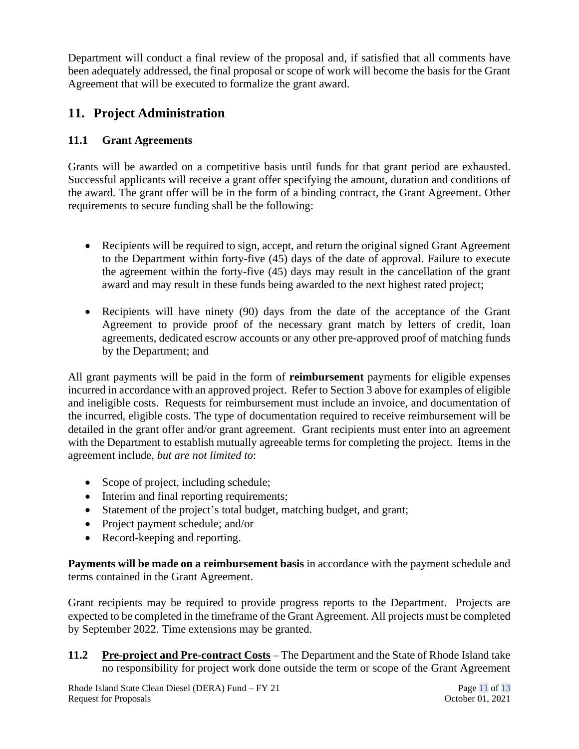Department will conduct a final review of the proposal and, if satisfied that all comments have been adequately addressed, the final proposal or scope of work will become the basis for the Grant Agreement that will be executed to formalize the grant award.

## 11. Project Administration

### 11.1 Grant Agreements

Grants will be awarded on a competitive basis until funds for that grant period are exhausted. Successful applicants will receive a grant offer specifying the amount, duration and conditions of the award. The grant offer will be in the form of a binding contract, the Grant Agreement. Other requirements to secure funding shall be the following:

- Recipients will be required to sign, accept, and return the original signed Grant Agreement to the Department within forty-five (45) days of the date of approval. Failure to execute the agreement within the forty-five (45) days may result in the cancellation of the grant award and may result in these funds being awarded to the next highest rated project;
- Recipients will have ninety (90) days from the date of the acceptance of the Grant Agreement to provide proof of the necessary grant match by letters of credit, loan agreements, dedicated escrow accounts or any other pre-approved proof of matching funds by the Department; and

All grant payments will be paid in the form of **reimbursement** payments for eligible expenses incurred in accordance with an approved project. Refer to Section 3 above for examples of eligible and ineligible costs. Requests for reimbursement must include an invoice, and documentation of the incurred, eligible costs. The type of documentation required to receive reimbursement will be detailed in the grant offer and/or grant agreement. Grant recipients must enter into an agreement with the Department to establish mutually agreeable terms for completing the project. Items in the agreement include, *but are not limited to*:

- Scope of project, including schedule;
- Interim and final reporting requirements;
- Statement of the project's total budget, matching budget, and grant;
- Project payment schedule; and/or
- Record-keeping and reporting.

**Payments will be made on a reimbursement basis** in accordance with the payment schedule and terms contained in the Grant Agreement.

Grant recipients may be required to provide progress reports to the Department. Projects are expected to be completed in the timeframe of the Grant Agreement. All projects must be completed by September 2022. Time extensions may be granted.

**11.2** **Pre-project and Pre-contract Costs** – The Department and the State of Rhode Island take no responsibility for project work done outside the term or scope of the Grant Agreement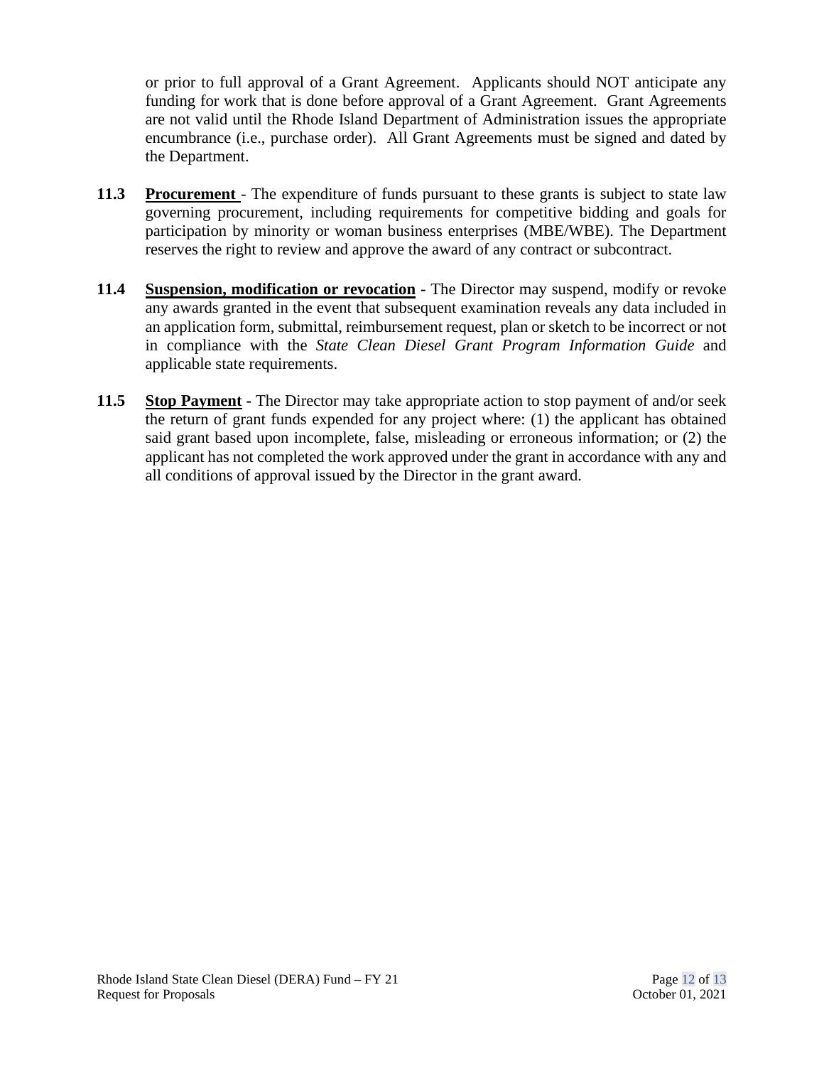or prior to full approval of a Grant Agreement. Applicants should NOT anticipate any funding for work that is done before approval of a Grant Agreement. Grant Agreements are not valid until the Rhode Island Department of Administration issues the appropriate encumbrance (i.e., purchase order). All Grant Agreements must be signed and dated by the Department.

**11.3** **Procurement** - The expenditure of funds pursuant to these grants is subject to state law governing procurement, including requirements for competitive bidding and goals for participation by minority or woman business enterprises (MBE/WBE). The Department reserves the right to review and approve the award of any contract or subcontract.

**11.4** **Suspension, modification or revocation** - The Director may suspend, modify or revoke any awards granted in the event that subsequent examination reveals any data included in an application form, submittal, reimbursement request, plan or sketch to be incorrect or not in compliance with the *State Clean Diesel Grant Program Information Guide* and applicable state requirements.

**11.5** **Stop Payment** - The Director may take appropriate action to stop payment of and/or seek the return of grant funds expended for any project where: (1) the applicant has obtained said grant based upon incomplete, false, misleading or erroneous information; or (2) the applicant has not completed the work approved under the grant in accordance with any and all conditions of approval issued by the Director in the grant award.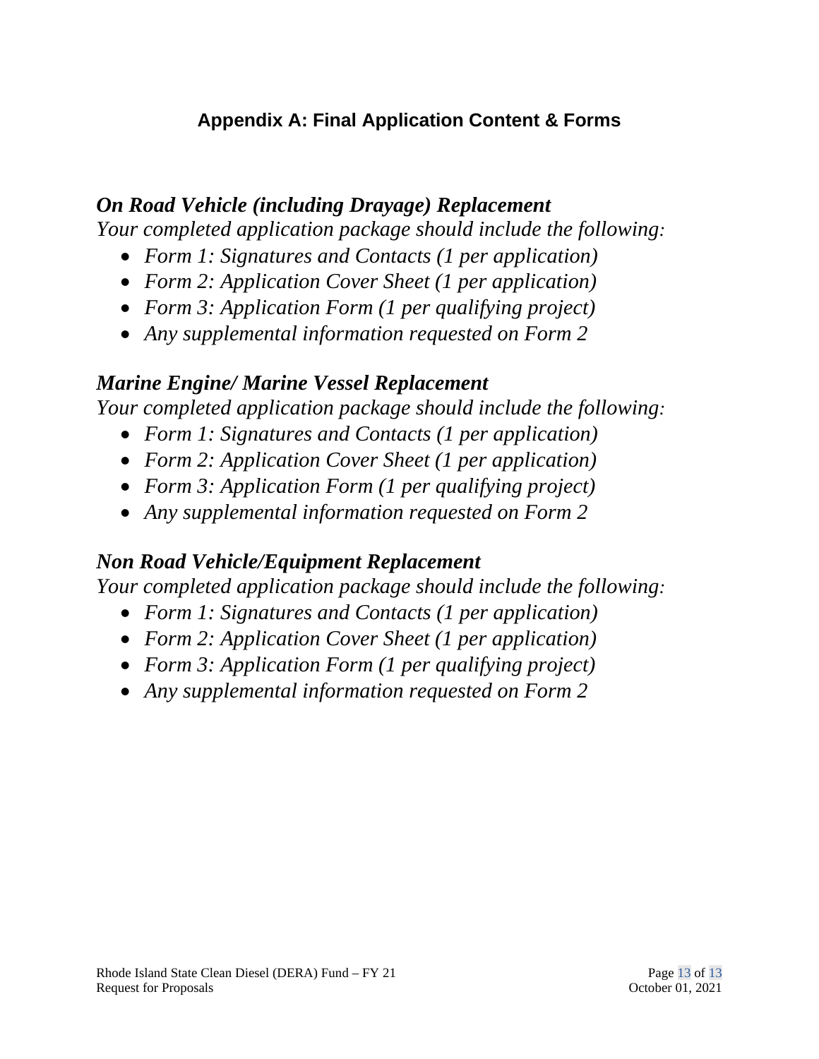## Appendix A: Final Application Content & Forms

### *On Road Vehicle (including Drayage) Replacement*

*Your completed application package should include the following:*

- *Form 1: Signatures and Contacts (1 per application)*
- *Form 2: Application Cover Sheet (1 per application)*
- *Form 3: Application Form (1 per qualifying project)*
- *Any supplemental information requested on Form 2*

### *Marine Engine/ Marine Vessel Replacement*

*Your completed application package should include the following:*

- *Form 1: Signatures and Contacts (1 per application)*
- *Form 2: Application Cover Sheet (1 per application)*
- *Form 3: Application Form (1 per qualifying project)*
- *Any supplemental information requested on Form 2*

### *Non Road Vehicle/Equipment Replacement*

*Your completed application package should include the following:*

- *Form 1: Signatures and Contacts (1 per application)*
- *Form 2: Application Cover Sheet (1 per application)*
- *Form 3: Application Form (1 per qualifying project)*
- *Any supplemental information requested on Form 2*